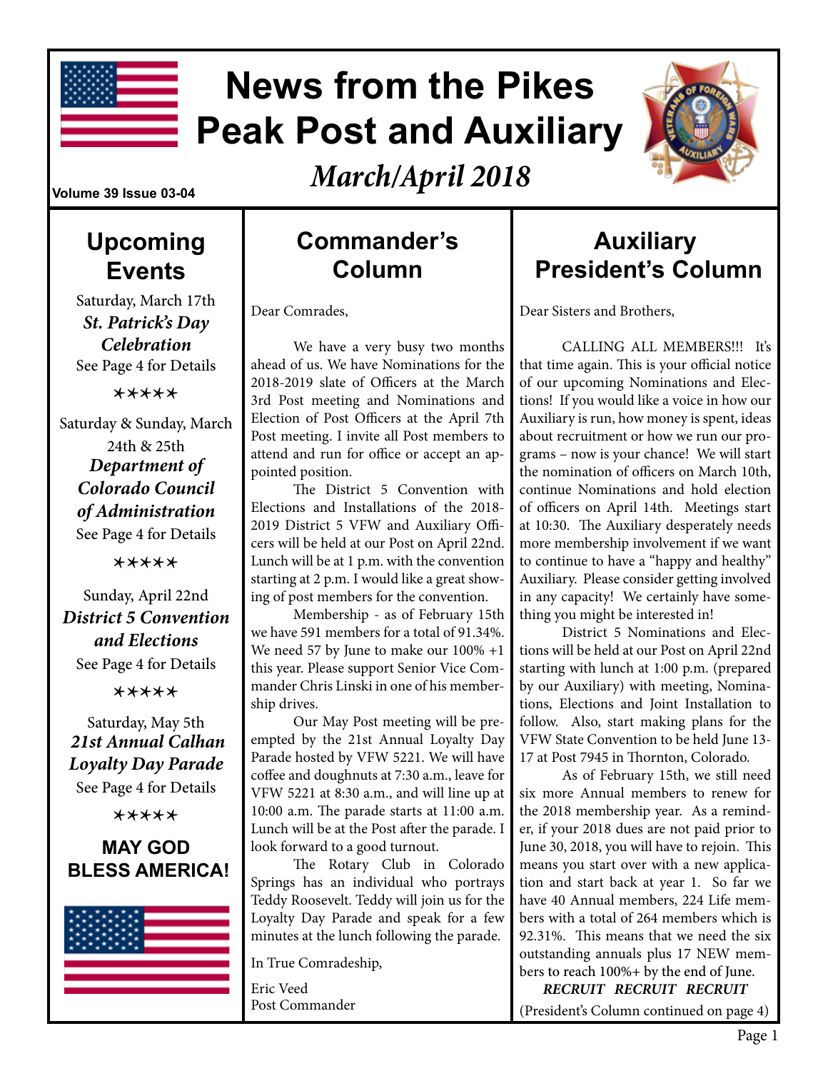# News from the Pikes Peak Post and Auxiliary

*March/April 2018*

Volume 39 Issue 03-04

## Upcoming Events

Saturday, March 17th
***St. Patrick's Day Celebration***
See Page 4 for Details

✶✶✶✶✶

Saturday & Sunday, March 24th & 25th
***Department of Colorado Council of Administration***
See Page 4 for Details

✶✶✶✶✶

Sunday, April 22nd
***District 5 Convention and Elections***
See Page 4 for Details

✶✶✶✶✶

Saturday, May 5th
***21st Annual Calhan Loyalty Day Parade***
See Page 4 for Details

✶✶✶✶✶

**MAY GOD BLESS AMERICA!**

## Commander's Column

Dear Comrades,

We have a very busy two months ahead of us. We have Nominations for the 2018-2019 slate of Officers at the March 3rd Post meeting and Nominations and Election of Post Officers at the April 7th Post meeting. I invite all Post members to attend and run for office or accept an appointed position.

The District 5 Convention with Elections and Installations of the 2018-2019 District 5 VFW and Auxiliary Officers will be held at our Post on April 22nd. Lunch will be at 1 p.m. with the convention starting at 2 p.m. I would like a great showing of post members for the convention.

Membership - as of February 15th we have 591 members for a total of 91.34%. We need 57 by June to make our 100% +1 this year. Please support Senior Vice Commander Chris Linski in one of his membership drives.

Our May Post meeting will be preempted by the 21st Annual Loyalty Day Parade hosted by VFW 5221. We will have coffee and doughnuts at 7:30 a.m., leave for VFW 5221 at 8:30 a.m., and will line up at 10:00 a.m. The parade starts at 11:00 a.m. Lunch will be at the Post after the parade. I look forward to a good turnout.

The Rotary Club in Colorado Springs has an individual who portrays Teddy Roosevelt. Teddy will join us for the Loyalty Day Parade and speak for a few minutes at the lunch following the parade.

In True Comradeship,

Eric Veed
Post Commander

## Auxiliary President's Column

Dear Sisters and Brothers,

CALLING ALL MEMBERS!!! It's that time again. This is your official notice of our upcoming Nominations and Elections! If you would like a voice in how our Auxiliary is run, how money is spent, ideas about recruitment or how we run our programs – now is your chance! We will start the nomination of officers on March 10th, continue Nominations and hold election of officers on April 14th. Meetings start at 10:30. The Auxiliary desperately needs more membership involvement if we want to continue to have a "happy and healthy" Auxiliary. Please consider getting involved in any capacity! We certainly have something you might be interested in!

District 5 Nominations and Elections will be held at our Post on April 22nd starting with lunch at 1:00 p.m. (prepared by our Auxiliary) with meeting, Nominations, Elections and Joint Installation to follow. Also, start making plans for the VFW State Convention to be held June 13-17 at Post 7945 in Thornton, Colorado.

As of February 15th, we still need six more Annual members to renew for the 2018 membership year. As a reminder, if your 2018 dues are not paid prior to June 30, 2018, you will have to rejoin. This means you start over with a new application and start back at year 1. So far we have 40 Annual members, 224 Life members with a total of 264 members which is 92.31%. This means that we need the six outstanding annuals plus 17 NEW members to reach 100%+ by the end of June.

***RECRUIT RECRUIT RECRUIT***

(President's Column continued on page 4)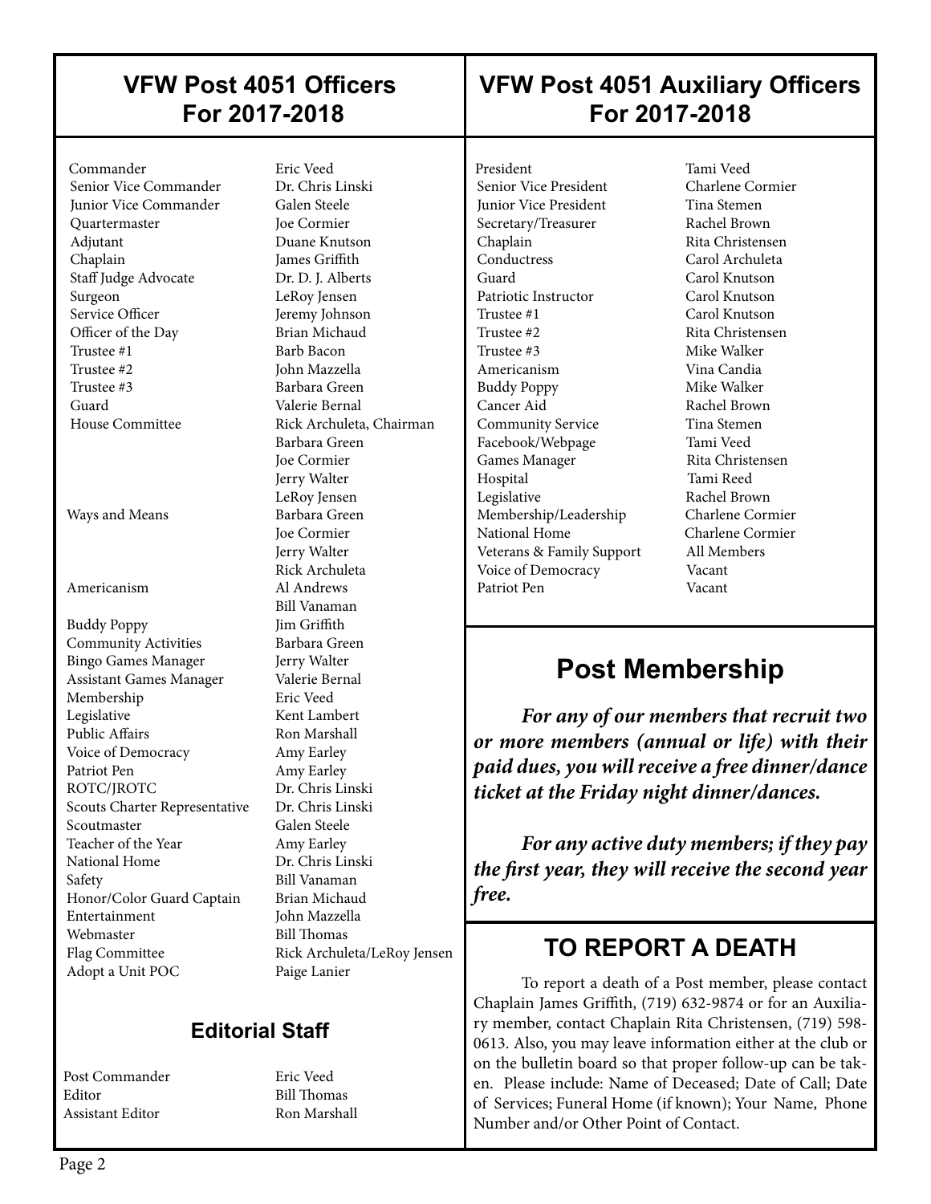## VFW Post 4051 Officers For 2017-2018

| Position | Name |
|---|---|
| Commander | Eric Veed |
| Senior Vice Commander | Dr. Chris Linski |
| Junior Vice Commander | Galen Steele |
| Quartermaster | Joe Cormier |
| Adjutant | Duane Knutson |
| Chaplain | James Griffith |
| Staff Judge Advocate | Dr. D. J. Alberts |
| Surgeon | LeRoy Jensen |
| Service Officer | Jeremy Johnson |
| Officer of the Day | Brian Michaud |
| Trustee #1 | Barb Bacon |
| Trustee #2 | John Mazzella |
| Trustee #3 | Barbara Green |
| Guard | Valerie Bernal |
| House Committee | Rick Archuleta, Chairman |
| | Barbara Green |
| | Joe Cormier |
| | Jerry Walter |
| | LeRoy Jensen |
| Ways and Means | Barbara Green |
| | Joe Cormier |
| | Jerry Walter |
| | Rick Archuleta |
| Americanism | Al Andrews |
| | Bill Vanaman |
| Buddy Poppy | Jim Griffith |
| Community Activities | Barbara Green |
| Bingo Games Manager | Jerry Walter |
| Assistant Games Manager | Valerie Bernal |
| Membership | Eric Veed |
| Legislative | Kent Lambert |
| Public Affairs | Ron Marshall |
| Voice of Democracy | Amy Earley |
| Patriot Pen | Amy Earley |
| ROTC/JROTC | Dr. Chris Linski |
| Scouts Charter Representative | Dr. Chris Linski |
| Scoutmaster | Galen Steele |
| Teacher of the Year | Amy Earley |
| National Home | Dr. Chris Linski |
| Safety | Bill Vanaman |
| Honor/Color Guard Captain | Brian Michaud |
| Entertainment | John Mazzella |
| Webmaster | Bill Thomas |
| Flag Committee | Rick Archuleta/LeRoy Jensen |
| Adopt a Unit POC | Paige Lanier |

### Editorial Staff

| Position | Name |
|---|---|
| Post Commander | Eric Veed |
| Editor | Bill Thomas |
| Assistant Editor | Ron Marshall |

## VFW Post 4051 Auxiliary Officers For 2017-2018

| Position | Name |
|---|---|
| President | Tami Veed |
| Senior Vice President | Charlene Cormier |
| Junior Vice President | Tina Stemen |
| Secretary/Treasurer | Rachel Brown |
| Chaplain | Rita Christensen |
| Conductress | Carol Archuleta |
| Guard | Carol Knutson |
| Patriotic Instructor | Carol Knutson |
| Trustee #1 | Carol Knutson |
| Trustee #2 | Rita Christensen |
| Trustee #3 | Mike Walker |
| Americanism | Vina Candia |
| Buddy Poppy | Mike Walker |
| Cancer Aid | Rachel Brown |
| Community Service | Tina Stemen |
| Facebook/Webpage | Tami Veed |
| Games Manager | Rita Christensen |
| Hospital | Tami Reed |
| Legislative | Rachel Brown |
| Membership/Leadership | Charlene Cormier |
| National Home | Charlene Cormier |
| Veterans & Family Support | All Members |
| Voice of Democracy | Vacant |
| Patriot Pen | Vacant |

## Post Membership

***For any of our members that recruit two or more members (annual or life) with their paid dues, you will receive a free dinner/dance ticket at the Friday night dinner/dances.***

***For any active duty members; if they pay the first year, they will receive the second year free.***

## TO REPORT A DEATH

To report a death of a Post member, please contact Chaplain James Griffith, (719) 632-9874 or for an Auxiliary member, contact Chaplain Rita Christensen, (719) 598-0613. Also, you may leave information either at the club or on the bulletin board so that proper follow-up can be taken. Please include: Name of Deceased; Date of Call; Date of Services; Funeral Home (if known); Your Name, Phone Number and/or Other Point of Contact.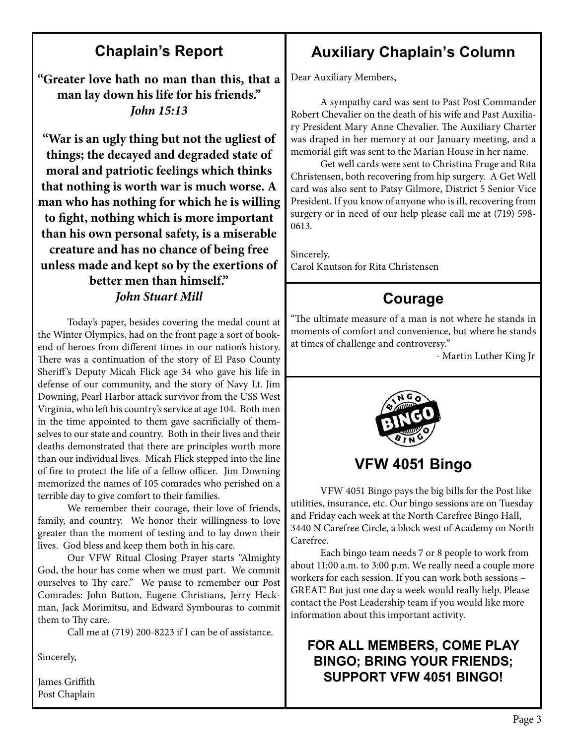## Chaplain's Report

**"Greater love hath no man than this, that a man lay down his life for his friends."**
***John 15:13***

**"War is an ugly thing but not the ugliest of things; the decayed and degraded state of moral and patriotic feelings which thinks that nothing is worth war is much worse. A man who has nothing for which he is willing to fight, nothing which is more important than his own personal safety, is a miserable creature and has no chance of being free unless made and kept so by the exertions of better men than himself."**
***John Stuart Mill***

Today's paper, besides covering the medal count at the Winter Olympics, had on the front page a sort of bookend of heroes from different times in our nation's history. There was a continuation of the story of El Paso County Sheriff's Deputy Micah Flick age 34 who gave his life in defense of our community, and the story of Navy Lt. Jim Downing, Pearl Harbor attack survivor from the USS West Virginia, who left his country's service at age 104. Both men in the time appointed to them gave sacrificially of themselves to our state and country. Both in their lives and their deaths demonstrated that there are principles worth more than our individual lives. Micah Flick stepped into the line of fire to protect the life of a fellow officer. Jim Downing memorized the names of 105 comrades who perished on a terrible day to give comfort to their families.

We remember their courage, their love of friends, family, and country. We honor their willingness to love greater than the moment of testing and to lay down their lives. God bless and keep them both in his care.

Our VFW Ritual Closing Prayer starts "Almighty God, the hour has come when we must part. We commit ourselves to Thy care." We pause to remember our Post Comrades: John Button, Eugene Christians, Jerry Heckman, Jack Morimitsu, and Edward Symbouras to commit them to Thy care.

Call me at (719) 200-8223 if I can be of assistance.

Sincerely,

James Griffith
Post Chaplain

## Auxiliary Chaplain's Column

Dear Auxiliary Members,

A sympathy card was sent to Past Post Commander Robert Chevalier on the death of his wife and Past Auxiliary President Mary Anne Chevalier. The Auxiliary Charter was draped in her memory at our January meeting, and a memorial gift was sent to the Marian House in her name.

Get well cards were sent to Christina Fruge and Rita Christensen, both recovering from hip surgery. A Get Well card was also sent to Patsy Gilmore, District 5 Senior Vice President. If you know of anyone who is ill, recovering from surgery or in need of our help please call me at (719) 598-0613.

Sincerely,
Carol Knutson for Rita Christensen

## Courage

"The ultimate measure of a man is not where he stands in moments of comfort and convenience, but where he stands at times of challenge and controversy."

\- Martin Luther King Jr

## VFW 4051 Bingo

VFW 4051 Bingo pays the big bills for the Post like utilities, insurance, etc. Our bingo sessions are on Tuesday and Friday each week at the North Carefree Bingo Hall, 3440 N Carefree Circle, a block west of Academy on North Carefree.

Each bingo team needs 7 or 8 people to work from about 11:00 a.m. to 3:00 p.m. We really need a couple more workers for each session. If you can work both sessions – GREAT! But just one day a week would really help. Please contact the Post Leadership team if you would like more information about this important activity.

**FOR ALL MEMBERS, COME PLAY BINGO; BRING YOUR FRIENDS; SUPPORT VFW 4051 BINGO!**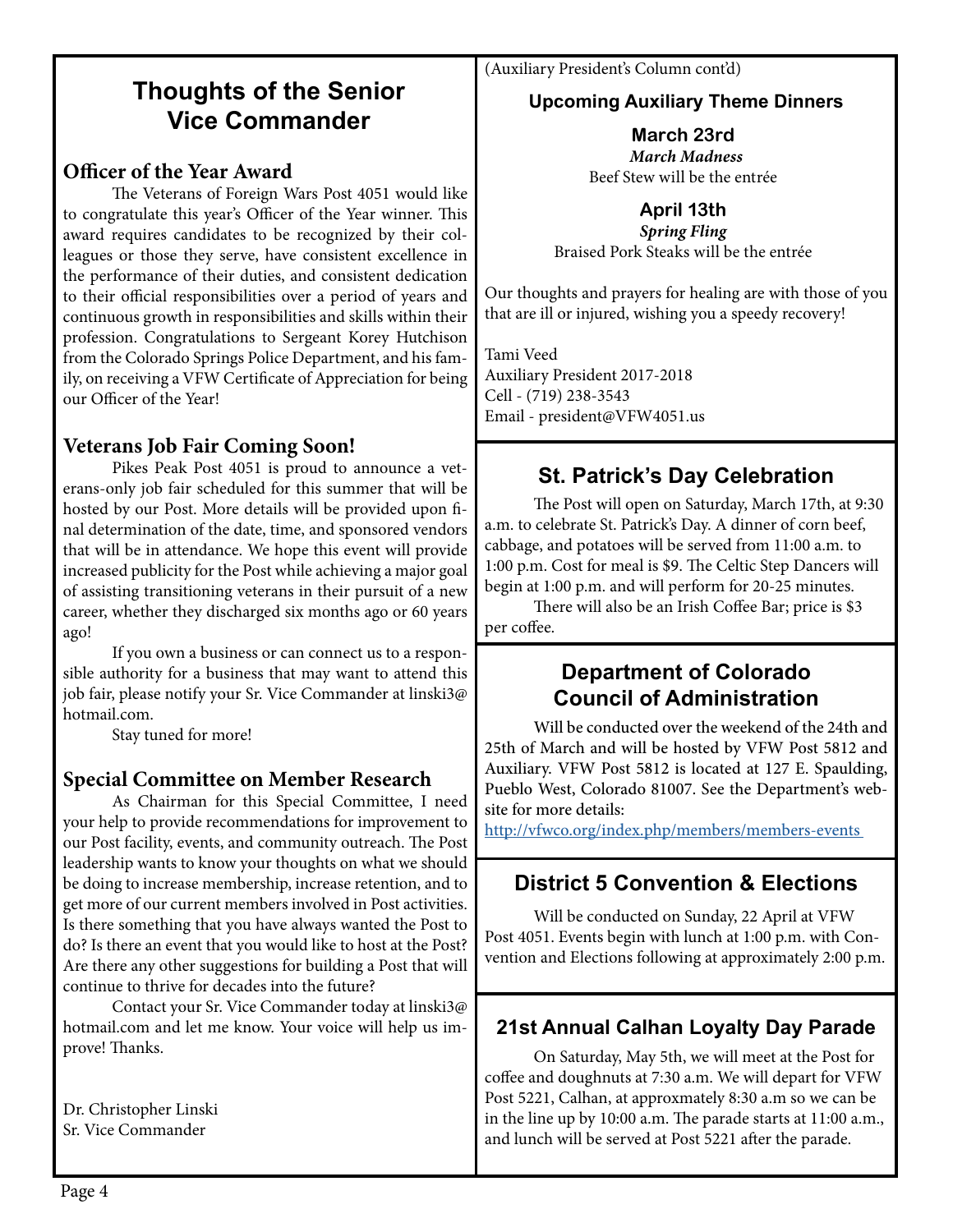# Thoughts of the Senior Vice Commander

## Officer of the Year Award

The Veterans of Foreign Wars Post 4051 would like to congratulate this year's Officer of the Year winner. This award requires candidates to be recognized by their colleagues or those they serve, have consistent excellence in the performance of their duties, and consistent dedication to their official responsibilities over a period of years and continuous growth in responsibilities and skills within their profession. Congratulations to Sergeant Korey Hutchison from the Colorado Springs Police Department, and his family, on receiving a VFW Certificate of Appreciation for being our Officer of the Year!

## Veterans Job Fair Coming Soon!

Pikes Peak Post 4051 is proud to announce a veterans-only job fair scheduled for this summer that will be hosted by our Post. More details will be provided upon final determination of the date, time, and sponsored vendors that will be in attendance. We hope this event will provide increased publicity for the Post while achieving a major goal of assisting transitioning veterans in their pursuit of a new career, whether they discharged six months ago or 60 years ago!

If you own a business or can connect us to a responsible authority for a business that may want to attend this job fair, please notify your Sr. Vice Commander at linski3@hotmail.com.

Stay tuned for more!

## Special Committee on Member Research

As Chairman for this Special Committee, I need your help to provide recommendations for improvement to our Post facility, events, and community outreach. The Post leadership wants to know your thoughts on what we should be doing to increase membership, increase retention, and to get more of our current members involved in Post activities. Is there something that you have always wanted the Post to do? Is there an event that you would like to host at the Post? Are there any other suggestions for building a Post that will continue to thrive for decades into the future?

Contact your Sr. Vice Commander today at linski3@hotmail.com and let me know. Your voice will help us improve! Thanks.

Dr. Christopher Linski
Sr. Vice Commander

(Auxiliary President's Column cont'd)

### Upcoming Auxiliary Theme Dinners

**March 23rd**
***March Madness***
Beef Stew will be the entrée

**April 13th**
***Spring Fling***
Braised Pork Steaks will be the entrée

Our thoughts and prayers for healing are with those of you that are ill or injured, wishing you a speedy recovery!

Tami Veed
Auxiliary President 2017-2018
Cell - (719) 238-3543
Email - president@VFW4051.us

# St. Patrick's Day Celebration

The Post will open on Saturday, March 17th, at 9:30 a.m. to celebrate St. Patrick's Day. A dinner of corn beef, cabbage, and potatoes will be served from 11:00 a.m. to 1:00 p.m. Cost for meal is $9. The Celtic Step Dancers will begin at 1:00 p.m. and will perform for 20-25 minutes.

There will also be an Irish Coffee Bar; price is $3 per coffee.

# Department of Colorado Council of Administration

Will be conducted over the weekend of the 24th and 25th of March and will be hosted by VFW Post 5812 and Auxiliary. VFW Post 5812 is located at 127 E. Spaulding, Pueblo West, Colorado 81007. See the Department's website for more details:
http://vfwco.org/index.php/members/members-events

# District 5 Convention & Elections

Will be conducted on Sunday, 22 April at VFW Post 4051. Events begin with lunch at 1:00 p.m. with Convention and Elections following at approximately 2:00 p.m.

# 21st Annual Calhan Loyalty Day Parade

On Saturday, May 5th, we will meet at the Post for coffee and doughnuts at 7:30 a.m. We will depart for VFW Post 5221, Calhan, at approxmately 8:30 a.m so we can be in the line up by 10:00 a.m. The parade starts at 11:00 a.m., and lunch will be served at Post 5221 after the parade.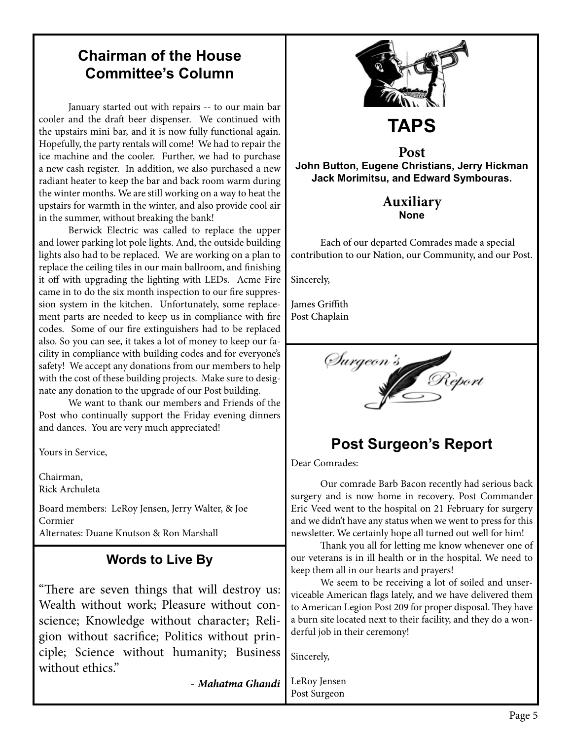## Chairman of the House Committee's Column

January started out with repairs -- to our main bar cooler and the draft beer dispenser. We continued with the upstairs mini bar, and it is now fully functional again. Hopefully, the party rentals will come! We had to repair the ice machine and the cooler. Further, we had to purchase a new cash register. In addition, we also purchased a new radiant heater to keep the bar and back room warm during the winter months. We are still working on a way to heat the upstairs for warmth in the winter, and also provide cool air in the summer, without breaking the bank!

Berwick Electric was called to replace the upper and lower parking lot pole lights. And, the outside building lights also had to be replaced. We are working on a plan to replace the ceiling tiles in our main ballroom, and finishing it off with upgrading the lighting with LEDs. Acme Fire came in to do the six month inspection to our fire suppression system in the kitchen. Unfortunately, some replacement parts are needed to keep us in compliance with fire codes. Some of our fire extinguishers had to be replaced also. So you can see, it takes a lot of money to keep our facility in compliance with building codes and for everyone's safety! We accept any donations from our members to help with the cost of these building projects. Make sure to designate any donation to the upgrade of our Post building.

We want to thank our members and Friends of the Post who continually support the Friday evening dinners and dances. You are very much appreciated!

Yours in Service,

Chairman,
Rick Archuleta

Board members: LeRoy Jensen, Jerry Walter, & Joe Cormier
Alternates: Duane Knutson & Ron Marshall

## Words to Live By

"There are seven things that will destroy us: Wealth without work; Pleasure without conscience; Knowledge without character; Religion without sacrifice; Politics without principle; Science without humanity; Business without ethics."

- ***Mahatma Ghandi***

## TAPS

### Post

**John Button, Eugene Christians, Jerry Hickman Jack Morimitsu, and Edward Symbouras.**

### Auxiliary

**None**

Each of our departed Comrades made a special contribution to our Nation, our Community, and our Post.

Sincerely,

James Griffith
Post Chaplain

*Surgeon's Report*

## Post Surgeon's Report

Dear Comrades:

Our comrade Barb Bacon recently had serious back surgery and is now home in recovery. Post Commander Eric Veed went to the hospital on 21 February for surgery and we didn't have any status when we went to press for this newsletter. We certainly hope all turned out well for him!

Thank you all for letting me know whenever one of our veterans is in ill health or in the hospital. We need to keep them all in our hearts and prayers!

We seem to be receiving a lot of soiled and unserviceable American flags lately, and we have delivered them to American Legion Post 209 for proper disposal. They have a burn site located next to their facility, and they do a wonderful job in their ceremony!

Sincerely,

LeRoy Jensen
Post Surgeon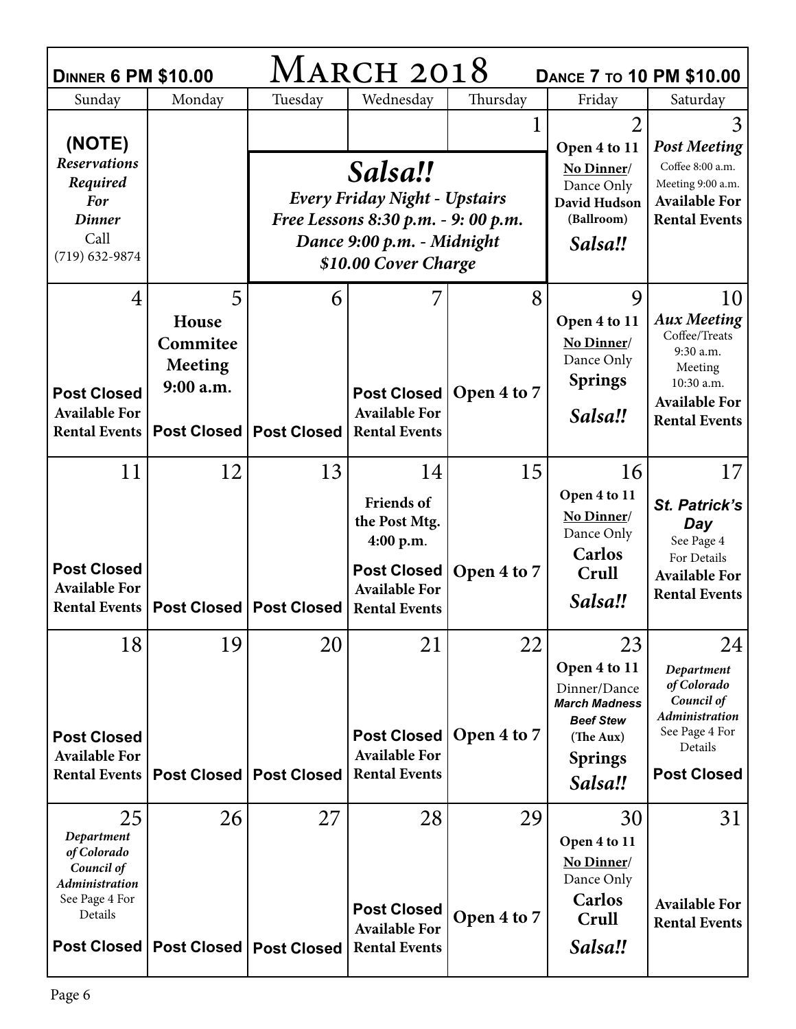# March 2018

**Dinner 6 PM $10.00** | **Dance 7 to 10 PM $10.00**

| Sunday | Monday | Tuesday | Wednesday | Thursday | Friday | Saturday |
|---|---|---|---|---|---|---|
| **(NOTE)** ***Reservations Required For Dinner*** Call (719) 632-9874 | | ***Salsa!!*** ***Every Friday Night - Upstairs*** ***Free Lessons 8:30 p.m. - 9: 00 p.m.*** ***Dance 9:00 p.m. - Midnight*** ***$10.00 Cover Charge*** | | 1 | 2 **Open 4 to 11** **No Dinner/** Dance Only **David Hudson (Ballroom)** ***Salsa!!*** | 3 ***Post Meeting*** Coffee 8:00 a.m. Meeting 9:00 a.m. **Available For Rental Events** |
| 4 **Post Closed** **Available For Rental Events** | 5 **House Commitee Meeting 9:00 a.m.** **Post Closed** | 6 **Post Closed** | 7 **Post Closed** **Available For Rental Events** | 8 **Open 4 to 7** | 9 **Open 4 to 11** **No Dinner/** Dance Only **Springs** ***Salsa!!*** | 10 ***Aux Meeting*** Coffee/Treats 9:30 a.m. Meeting 10:30 a.m. **Available For Rental Events** |
| 11 **Post Closed** **Available For Rental Events** | 12 **Post Closed** | 13 **Post Closed** | 14 **Friends of the Post Mtg. 4:00 p.m.** **Post Closed** **Available For Rental Events** | 15 **Open 4 to 7** | 16 **Open 4 to 11** **No Dinner/** Dance Only **Carlos Crull** ***Salsa!!*** | 17 ***St. Patrick's Day*** See Page 4 For Details **Available For Rental Events** |
| 18 **Post Closed** **Available For Rental Events** | 19 **Post Closed** | 20 **Post Closed** | 21 **Post Closed** **Available For Rental Events** | 22 **Open 4 to 7** | 23 **Open 4 to 11** Dinner/Dance ***March Madness Beef Stew*** **(The Aux)** **Springs** ***Salsa!!*** | 24 ***Department of Colorado Council of Administration*** See Page 4 For Details **Post Closed** |
| 25 ***Department of Colorado Council of Administration*** See Page 4 For Details **Post Closed** | 26 **Post Closed** | 27 **Post Closed** | 28 **Post Closed** **Available For Rental Events** | 29 **Open 4 to 7** | 30 **Open 4 to 11** **No Dinner/** Dance Only **Carlos Crull** ***Salsa!!*** | 31 **Available For Rental Events** |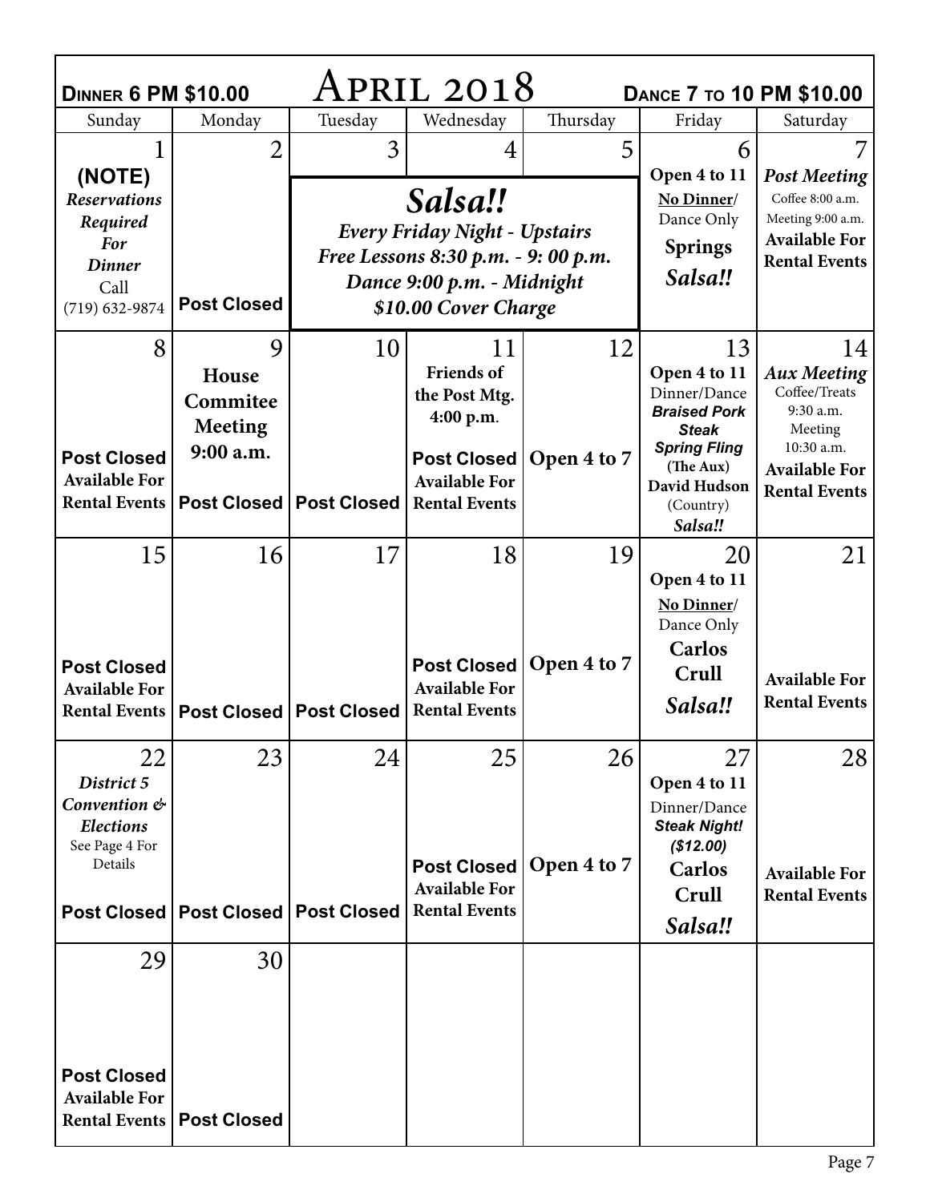**Dinner 6 PM $10.00**

# April 2018

**Dance 7 to 10 PM $10.00**

| Sunday | Monday | Tuesday | Wednesday | Thursday | Friday | Saturday |
|---|---|---|---|---|---|---|
| 1 **(NOTE)** *Reservations Required For Dinner* Call (719) 632-9874 | 2 **Post Closed** | 3 *Salsa!! Every Friday Night - Upstairs Free Lessons 8:30 p.m. - 9: 00 p.m. Dance 9:00 p.m. - Midnight $10.00 Cover Charge* | 4 | 5 | 6 **Open 4 to 11** **No Dinner/** Dance Only **Springs** ***Salsa!!*** | 7 ***Post Meeting*** Coffee 8:00 a.m. Meeting 9:00 a.m. **Available For Rental Events** |
| 8 **Post Closed** **Available For Rental Events** | 9 **House Commitee Meeting 9:00 a.m.** **Post Closed** | 10 **Post Closed** | 11 **Friends of the Post Mtg. 4:00 p.m.** **Post Closed** **Available For Rental Events** | 12 **Open 4 to 7** | 13 **Open 4 to 11** Dinner/Dance ***Braised Pork Steak*** ***Spring Fling*** **(The Aux)** **David Hudson** (Country) ***Salsa!!*** | 14 ***Aux Meeting*** Coffee/Treats 9:30 a.m. Meeting 10:30 a.m. **Available For Rental Events** |
| 15 **Post Closed** **Available For Rental Events** | 16 **Post Closed** | 17 **Post Closed** | 18 **Post Closed** **Available For Rental Events** | 19 **Open 4 to 7** | 20 **Open 4 to 11** **No Dinner/** Dance Only **Carlos Crull** ***Salsa!!*** | 21 **Available For Rental Events** |
| 22 ***District 5 Convention & Elections*** See Page 4 For Details **Post Closed** | 23 **Post Closed** | 24 **Post Closed** | 25 **Post Closed** **Available For Rental Events** | 26 **Open 4 to 7** | 27 **Open 4 to 11** Dinner/Dance ***Steak Night! ($12.00)*** **Carlos Crull** ***Salsa!!*** | 28 **Available For Rental Events** |
| 29 **Post Closed** **Available For Rental Events** | 30 **Post Closed** | | | | | |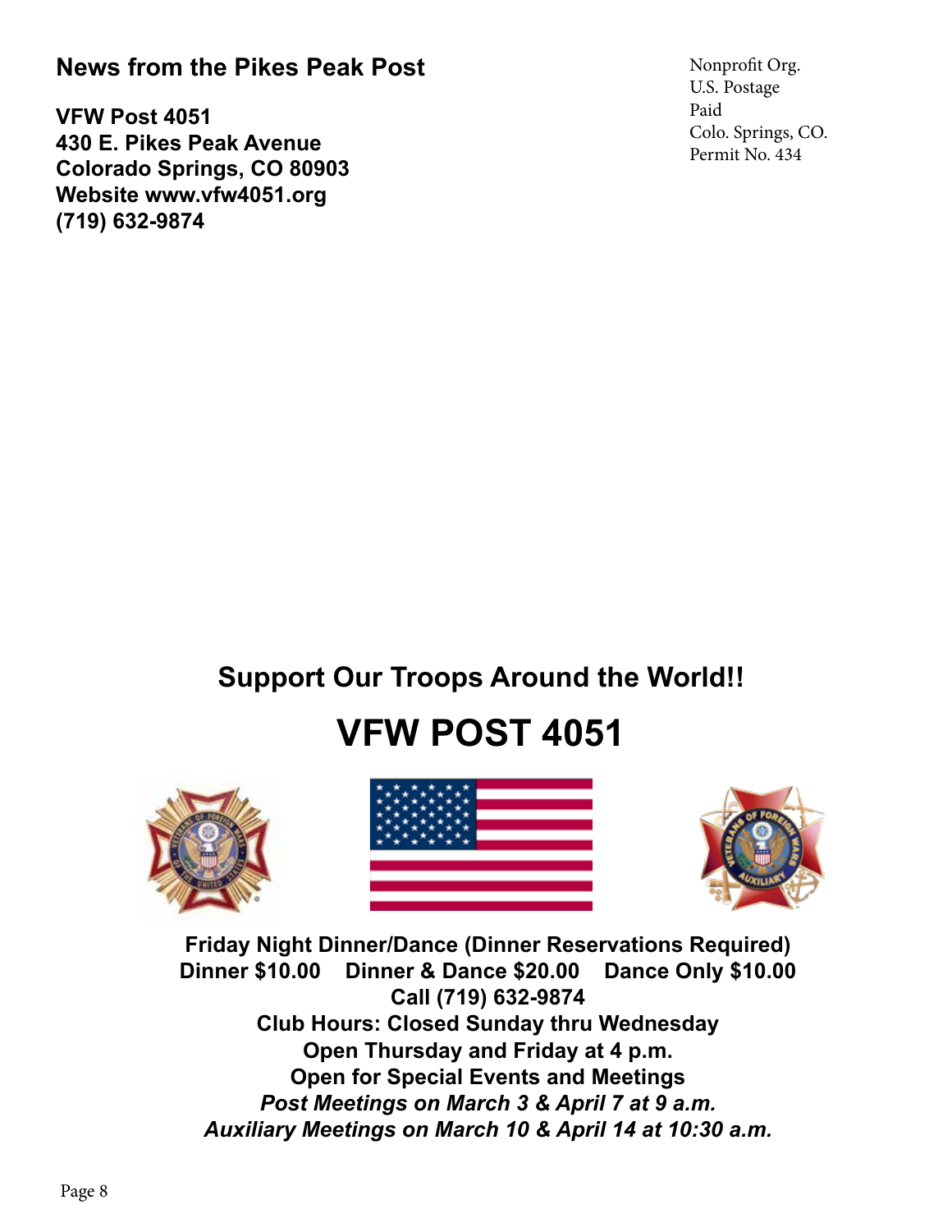**News from the Pikes Peak Post**

**VFW Post 4051**
**430 E. Pikes Peak Avenue**
**Colorado Springs, CO 80903**
**Website www.vfw4051.org**
**(719) 632-9874**

Nonprofit Org.
U.S. Postage
Paid
Colo. Springs, CO.
Permit No. 434

## Support Our Troops Around the World!!

# VFW POST 4051

**Friday Night Dinner/Dance (Dinner Reservations Required)**
**Dinner $10.00 Dinner & Dance $20.00 Dance Only $10.00**
**Call (719) 632-9874**
**Club Hours: Closed Sunday thru Wednesday**
**Open Thursday and Friday at 4 p.m.**
**Open for Special Events and Meetings**
***Post Meetings on March 3 & April 7 at 9 a.m.***
***Auxiliary Meetings on March 10 & April 14 at 10:30 a.m.***